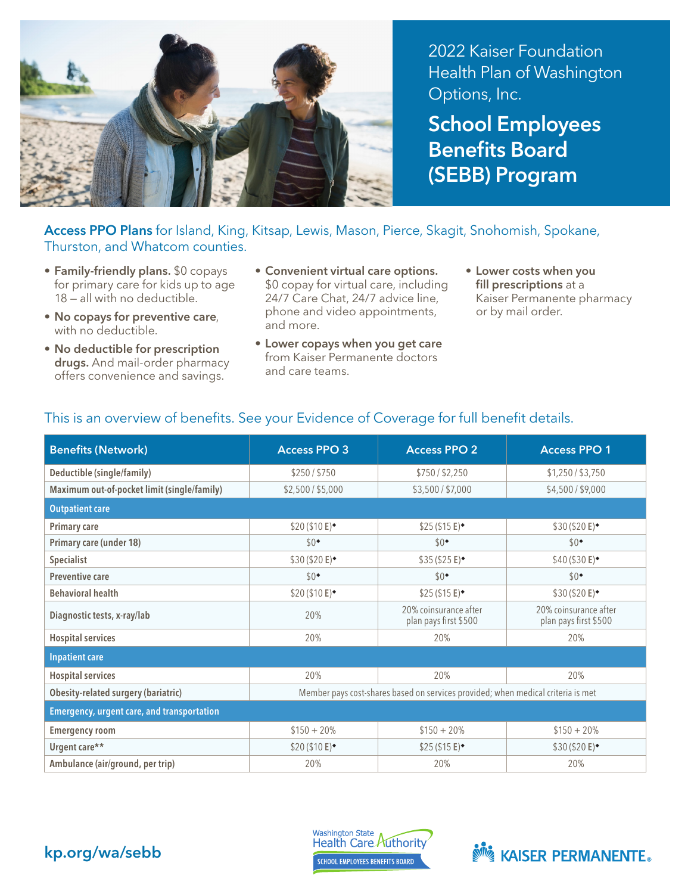# 2022 Kaiser Foundation Health Plan of Washington Options, Inc.

# School Employees Benefits Board (SEBB) Program

**Access PPO Plans** for Island, King, Kitsap, Lewis, Mason, Pierce, Skagit, Snohomish, Spokane, Thurston, and Whatcom counties.

- **Family-friendly plans.** $0 copays for primary care for kids up to age 18 — all with no deductible.
- **No copays for preventive care**, with no deductible.
- **No deductible for prescription drugs.** And mail-order pharmacy offers convenience and savings.
- **Convenient virtual care options.** $0 copay for virtual care, including 24/7 Care Chat, 24/7 advice line, phone and video appointments, and more.
- **Lower copays when you get care** from Kaiser Permanente doctors and care teams.
- **Lower costs when you fill prescriptions** at a Kaiser Permanente pharmacy or by mail order.

## This is an overview of benefits. See your Evidence of Coverage for full benefit details.

| Benefits (Network) | Access PPO 3 | Access PPO 2 | Access PPO 1 |
|---|---|---|---|
| Deductible (single/family) | $250 / $750 | $750 / $2,250 | $1,250 / $3,750 |
| Maximum out-of-pocket limit (single/family) | $2,500 / $5,000 | $3,500 / $7,000 | $4,500 / $9,000 |
| **Outpatient care** | | | |
| Primary care | $20 ($10 **E**)◆ | $25 ($15 **E**)◆ | $30 ($20 **E**)◆ |
| Primary care (under 18) | $0◆ | $0◆ | $0◆ |
| Specialist | $30 ($20 **E**)◆ | $35 ($25 **E**)◆ | $40 ($30 **E**)◆ |
| Preventive care | $0◆ | $0◆ | $0◆ |
| Behavioral health | $20 ($10 **E**)◆ | $25 ($15 **E**)◆ | $30 ($20 **E**)◆ |
| Diagnostic tests, x-ray/lab | 20% | 20% coinsurance after plan pays first $500 | 20% coinsurance after plan pays first $500 |
| Hospital services | 20% | 20% | 20% |
| **Inpatient care** | | | |
| Hospital services | 20% | 20% | 20% |
| Obesity-related surgery (bariatric) | Member pays cost-shares based on services provided; when medical criteria is met | | |
| **Emergency, urgent care, and transportation** | | | |
| Emergency room | $150 + 20% | $150 + 20% | $150 + 20% |
| Urgent care** | $20 ($10 **E**)◆ | $25 ($15 **E**)◆ | $30 ($20 **E**)◆ |
| Ambulance (air/ground, per trip) | 20% | 20% | 20% |

kp.org/wa/sebb

Washington State Health Care Authority — SCHOOL EMPLOYEES BENEFITS BOARD

KAISER PERMANENTE®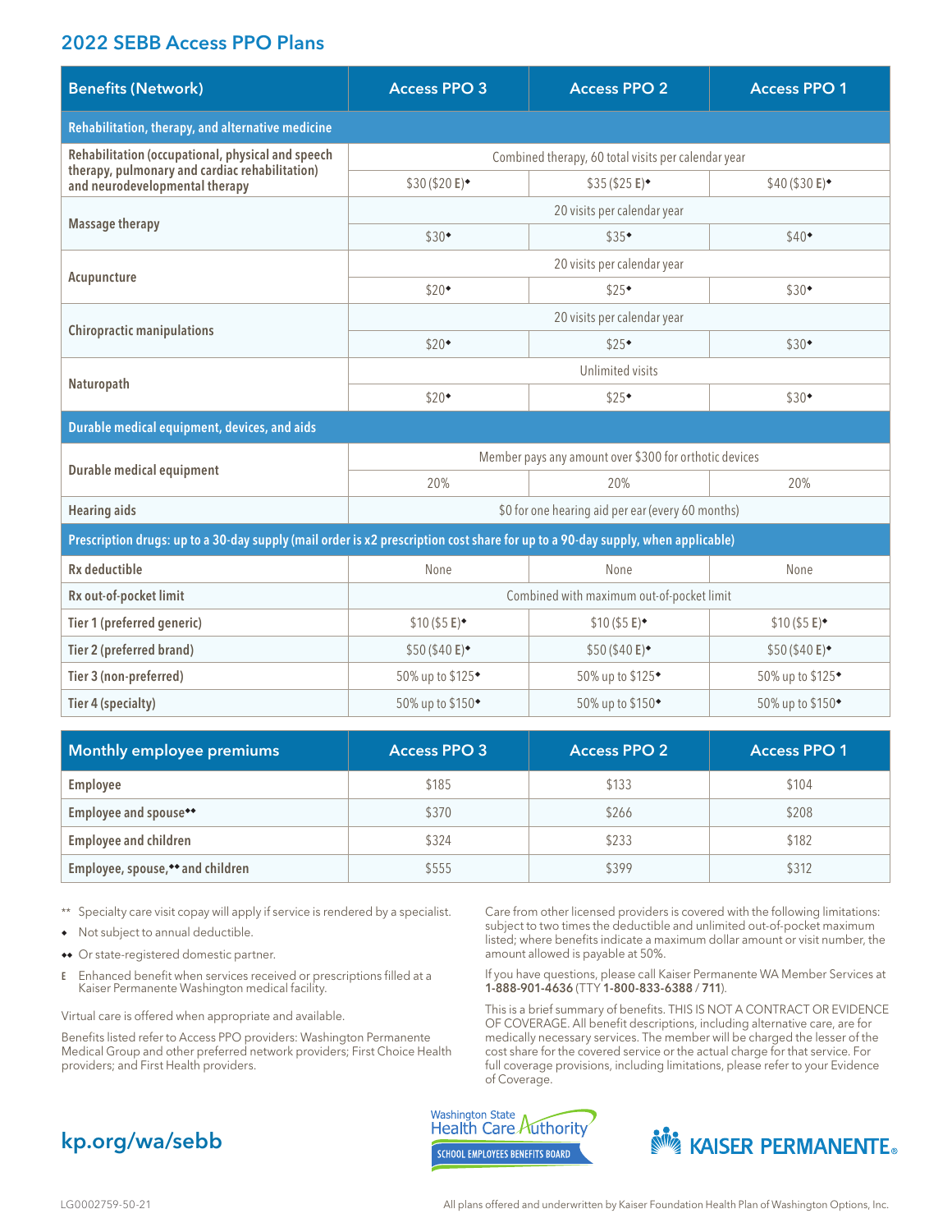## 2022 SEBB Access PPO Plans

| Benefits (Network) | Access PPO 3 | Access PPO 2 | Access PPO 1 |
|---|---|---|---|
| **Rehabilitation, therapy, and alternative medicine** | | | |
| Rehabilitation (occupational, physical and speech therapy, pulmonary and cardiac rehabilitation) and neurodevelopmental therapy | Combined therapy, 60 total visits per calendar year | | |
| | $30 ($20 **E**)◆ | $35 ($25 **E**)◆ | $40 ($30 **E**)◆ |
| Massage therapy | 20 visits per calendar year | | |
| | $30◆ | $35◆ | $40◆ |
| Acupuncture | 20 visits per calendar year | | |
| | $20◆ | $25◆ | $30◆ |
| Chiropractic manipulations | 20 visits per calendar year | | |
| | $20◆ | $25◆ | $30◆ |
| Naturopath | Unlimited visits | | |
| | $20◆ | $25◆ | $30◆ |
| **Durable medical equipment, devices, and aids** | | | |
| Durable medical equipment | Member pays any amount over $300 for orthotic devices | | |
| | 20% | 20% | 20% |
| Hearing aids | $0 for one hearing aid per ear (every 60 months) | | |
| **Prescription drugs: up to a 30-day supply (mail order is x2 prescription cost share for up to a 90-day supply, when applicable)** | | | |
| Rx deductible | None | None | None |
| Rx out-of-pocket limit | Combined with maximum out-of-pocket limit | | |
| Tier 1 (preferred generic) | $10 ($5 **E**)◆ | $10 ($5 **E**)◆ | $10 ($5 **E**)◆ |
| Tier 2 (preferred brand) | $50 ($40 **E**)◆ | $50 ($40 **E**)◆ | $50 ($40 **E**)◆ |
| Tier 3 (non-preferred) | 50% up to $125◆ | 50% up to $125◆ | 50% up to $125◆ |
| Tier 4 (specialty) | 50% up to $150◆ | 50% up to $150◆ | 50% up to $150◆ |

| Monthly employee premiums | Access PPO 3 | Access PPO 2 | Access PPO 1 |
|---|---|---|---|
| Employee | $185 | $133 | $104 |
| Employee and spouse◆◆ | $370 | $266 | $208 |
| Employee and children | $324 | $233 | $182 |
| Employee, spouse,◆◆ and children | $555 | $399 | $312 |

** Specialty care visit copay will apply if service is rendered by a specialist.

◆ Not subject to annual deductible.

◆◆ Or state-registered domestic partner.

**E** Enhanced benefit when services received or prescriptions filled at a Kaiser Permanente Washington medical facility.

Virtual care is offered when appropriate and available.

Benefits listed refer to Access PPO providers: Washington Permanente Medical Group and other preferred network providers; First Choice Health providers; and First Health providers.

Care from other licensed providers is covered with the following limitations: subject to two times the deductible and unlimited out-of-pocket maximum listed; where benefits indicate a maximum dollar amount or visit number, the amount allowed is payable at 50%.

If you have questions, please call Kaiser Permanente WA Member Services at **1-888-901-4636** (TTY **1-800-833-6388** / **711**).

This is a brief summary of benefits. THIS IS NOT A CONTRACT OR EVIDENCE OF COVERAGE. All benefit descriptions, including alternative care, are for medically necessary services. The member will be charged the lesser of the cost share for the covered service or the actual charge for that service. For full coverage provisions, including limitations, please refer to your Evidence of Coverage.

**kp.org/wa/sebb**

Washington State Health Care Authority — SCHOOL EMPLOYEES BENEFITS BOARD

KAISER PERMANENTE®

LG0002759-50-21

All plans offered and underwritten by Kaiser Foundation Health Plan of Washington Options, Inc.